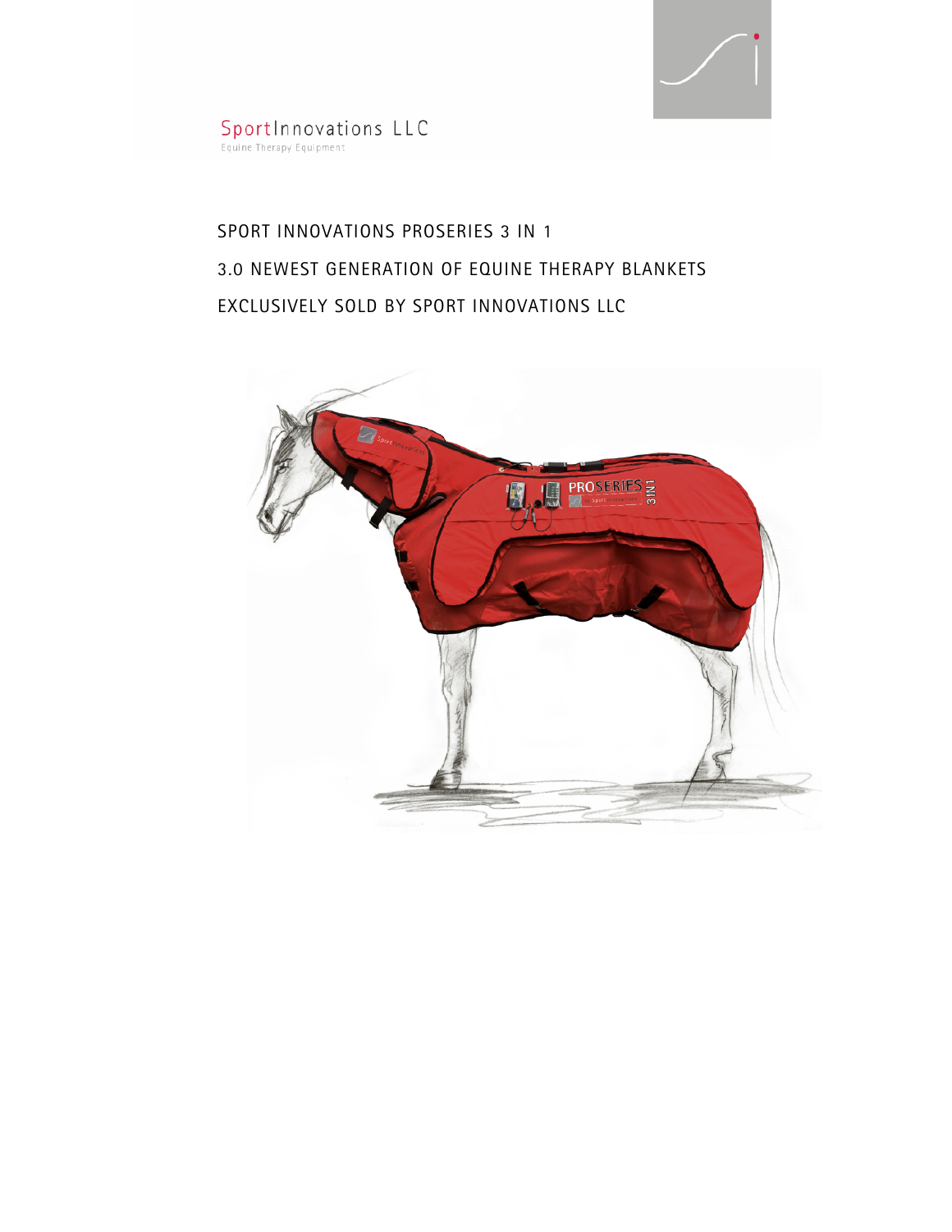SportInnovations LLC
Equine Therapy Equipment

# SPORT INNOVATIONS PROSERIES 3 IN 1

## 3.0 NEWEST GENERATION OF EQUINE THERAPY BLANKETS

## EXCLUSIVELY SOLD BY SPORT INNOVATIONS LLC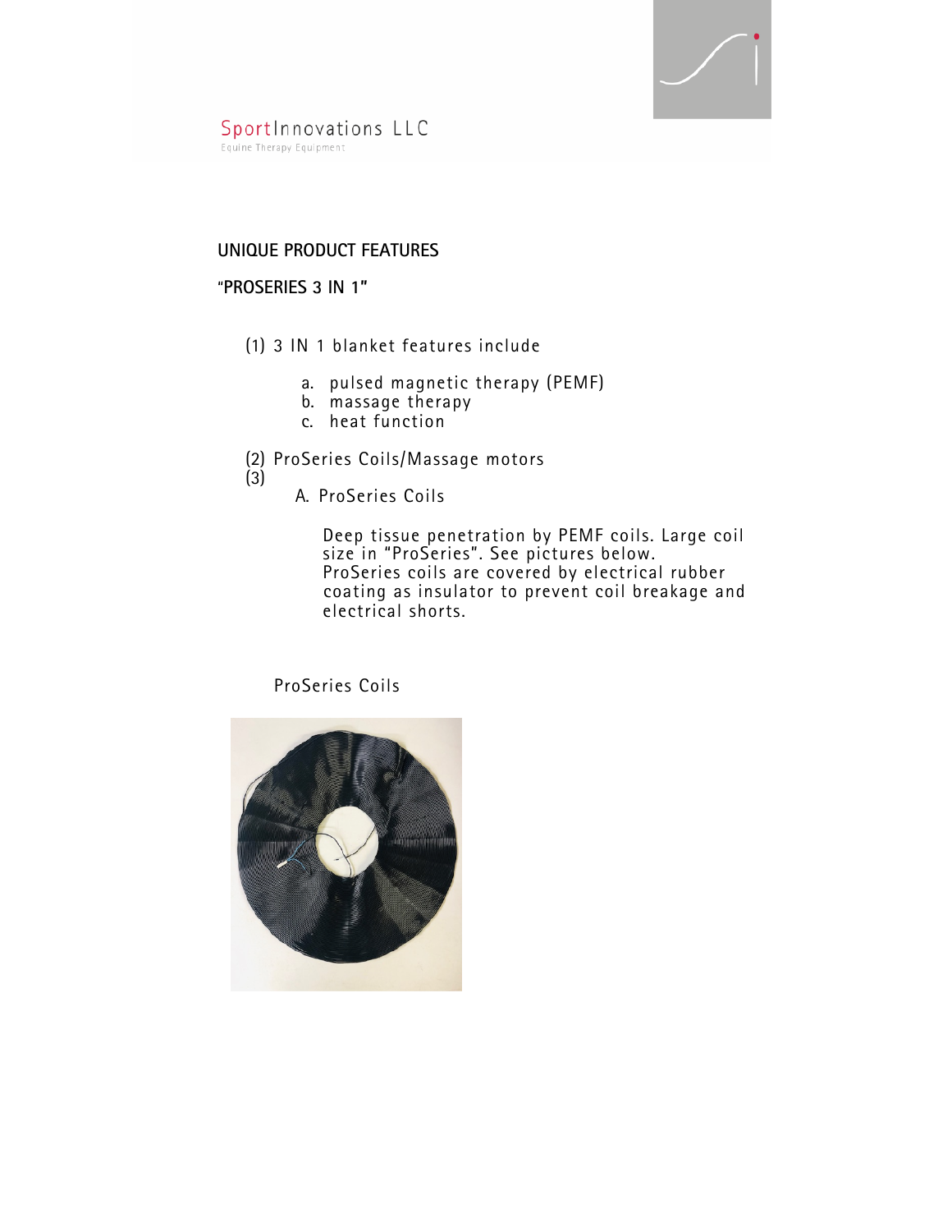SportInnovations LLC
Equine Therapy Equipment

## UNIQUE PRODUCT FEATURES

### "PROSERIES 3 IN 1"

(1) 3 IN 1 blanket features include

  a. pulsed magnetic therapy (PEMF)
  b. massage therapy
  c. heat function

(2) ProSeries Coils/Massage motors

(3)

  A. ProSeries Coils

   Deep tissue penetration by PEMF coils. Large coil size in "ProSeries". See pictures below.
   ProSeries coils are covered by electrical rubber coating as insulator to prevent coil breakage and electrical shorts.

ProSeries Coils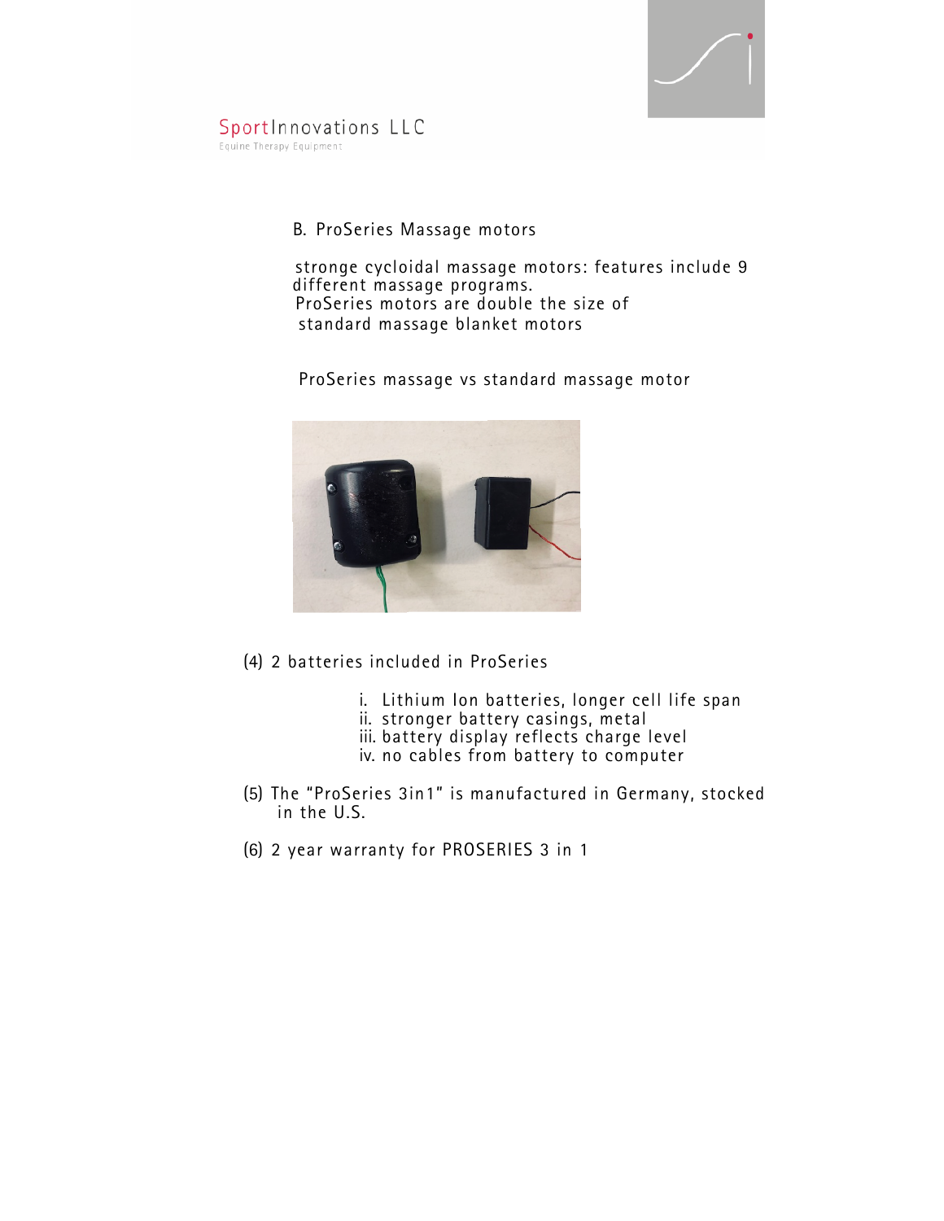SportInnovations LLC

Equine Therapy Equipment

B. ProSeries Massage motors

stronge cycloidal massage motors: features include 9 different massage programs.
ProSeries motors are double the size of standard massage blanket motors

ProSeries massage vs standard massage motor

(4) 2 batteries included in ProSeries

i. Lithium Ion batteries, longer cell life span
ii. stronger battery casings, metal
iii. battery display reflects charge level
iv. no cables from battery to computer

(5) The "ProSeries 3in1" is manufactured in Germany, stocked in the U.S.

(6) 2 year warranty for PROSERIES 3 in 1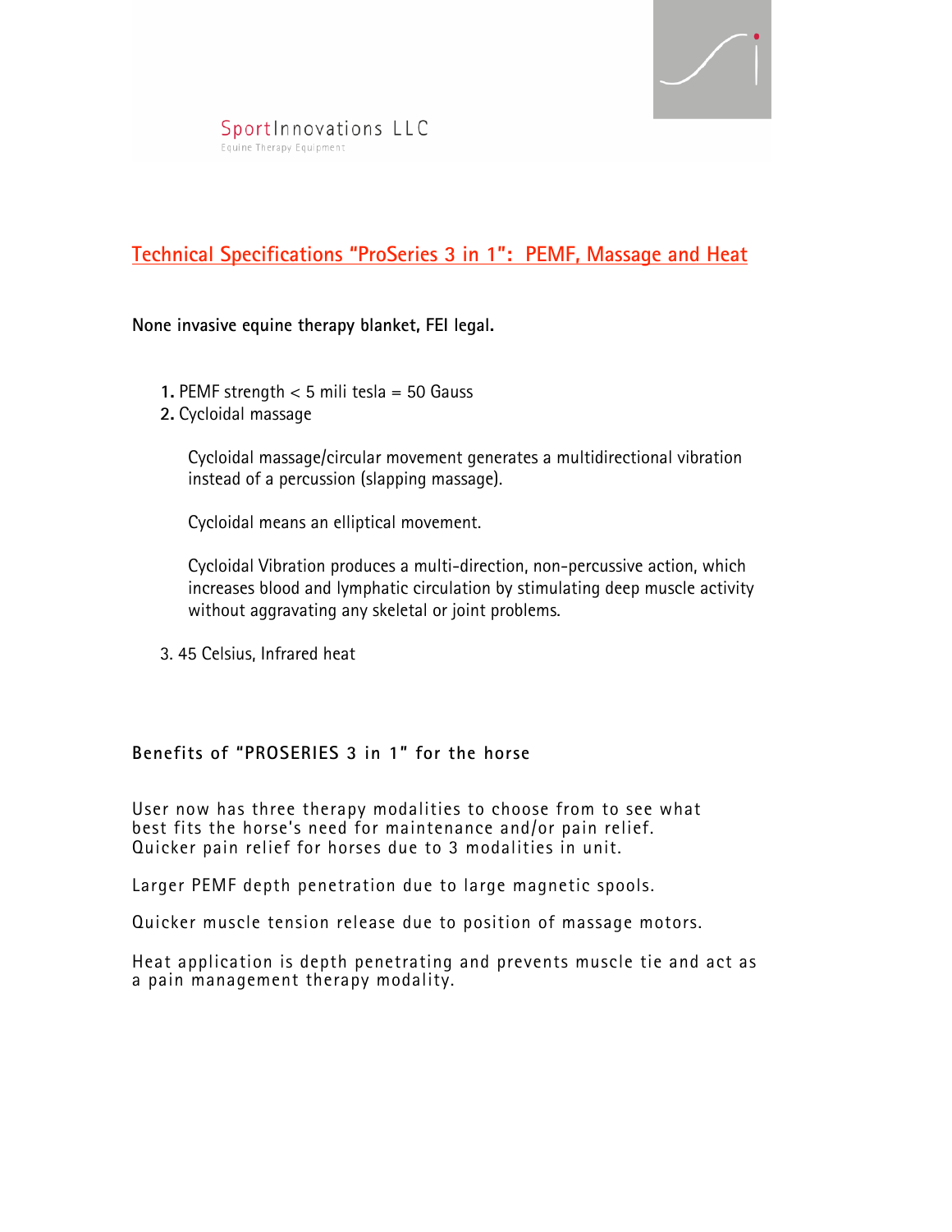SportInnovations LLC

Equine Therapy Equipment

## Technical Specifications "ProSeries 3 in 1": PEMF, Massage and Heat

**None invasive equine therapy blanket, FEI legal.**

1. PEMF strength < 5 mili tesla = 50 Gauss
2. Cycloidal massage

   Cycloidal massage/circular movement generates a multidirectional vibration instead of a percussion (slapping massage).

   Cycloidal means an elliptical movement.

   Cycloidal Vibration produces a multi-direction, non-percussive action, which increases blood and lymphatic circulation by stimulating deep muscle activity without aggravating any skeletal or joint problems.

3. 45 Celsius, Infrared heat

### Benefits of "PROSERIES 3 in 1" for the horse

User now has three therapy modalities to choose from to see what best fits the horse's need for maintenance and/or pain relief. Quicker pain relief for horses due to 3 modalities in unit.

Larger PEMF depth penetration due to large magnetic spools.

Quicker muscle tension release due to position of massage motors.

Heat application is depth penetrating and prevents muscle tie and act as a pain management therapy modality.